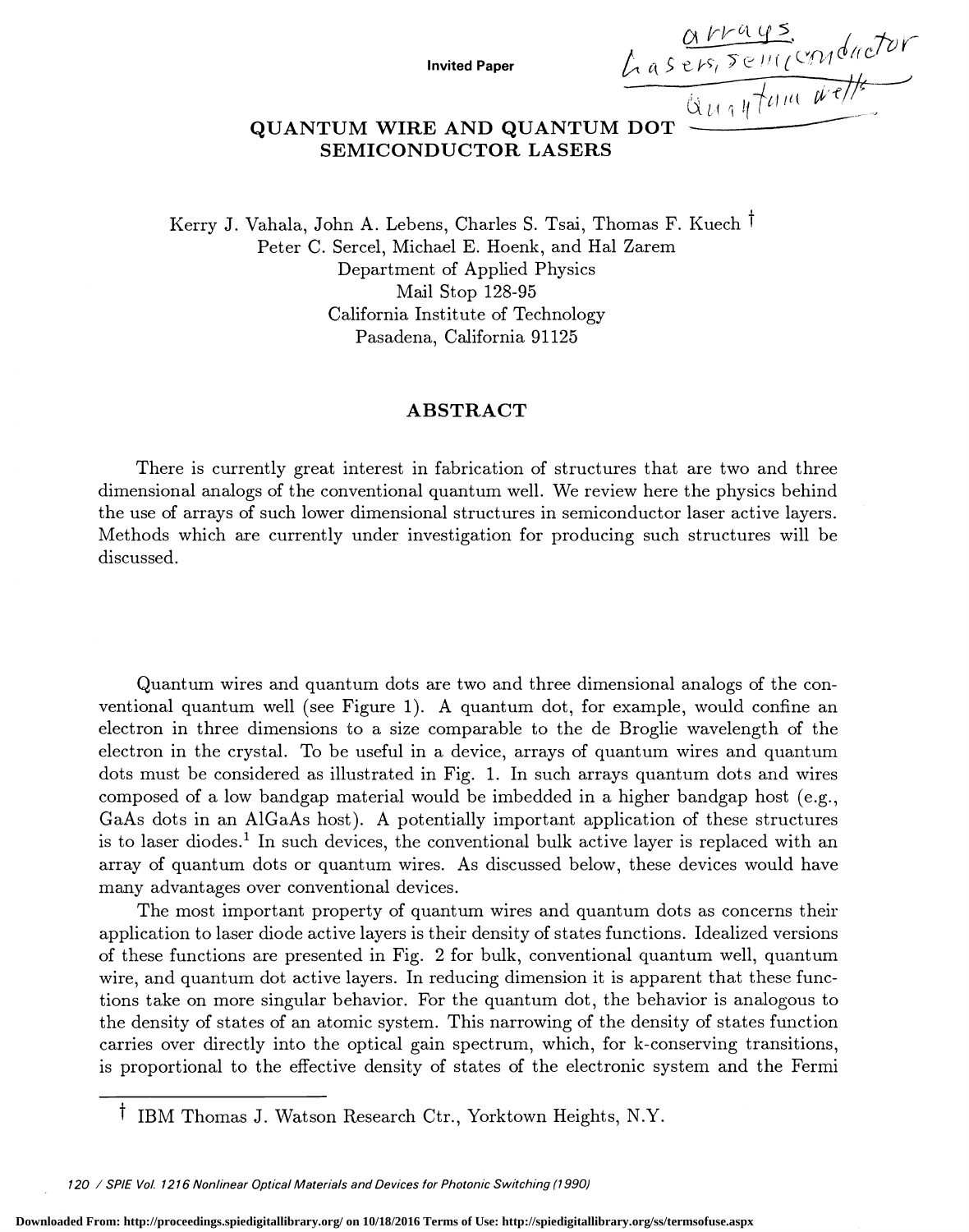Invited Paper

# QUANTUM WIRE AND QUANTUM DOT SEMICONDUCTOR LASERS

Kerry J. Vahala, John A. Lebens, Charles S. Tsai, Thomas F. Kuech †
Peter C. Sercel, Michael E. Hoenk, and Hal Zarem
Department of Applied Physics
Mail Stop 128-95
California Institute of Technology
Pasadena, California 91125

## ABSTRACT

There is currently great interest in fabrication of structures that are two and three dimensional analogs of the conventional quantum well. We review here the physics behind the use of arrays of such lower dimensional structures in semiconductor laser active layers. Methods which are currently under investigation for producing such structures will be discussed.

Quantum wires and quantum dots are two and three dimensional analogs of the conventional quantum well (see Figure 1). A quantum dot, for example, would confine an electron in three dimensions to a size comparable to the de Broglie wavelength of the electron in the crystal. To be useful in a device, arrays of quantum wires and quantum dots must be considered as illustrated in Fig. 1. In such arrays quantum dots and wires composed of a low bandgap material would be imbedded in a higher bandgap host (e.g., GaAs dots in an AlGaAs host). A potentially important application of these structures is to laser diodes.[1] In such devices, the conventional bulk active layer is replaced with an array of quantum dots or quantum wires. As discussed below, these devices would have many advantages over conventional devices.

The most important property of quantum wires and quantum dots as concerns their application to laser diode active layers is their density of states functions. Idealized versions of these functions are presented in Fig. 2 for bulk, conventional quantum well, quantum wire, and quantum dot active layers. In reducing dimension it is apparent that these functions take on more singular behavior. For the quantum dot, the behavior is analogous to the density of states of an atomic system. This narrowing of the density of states function carries over directly into the optical gain spectrum, which, for k-conserving transitions, is proportional to the effective density of states of the electronic system and the Fermi

† IBM Thomas J. Watson Research Ctr., Yorktown Heights, N.Y.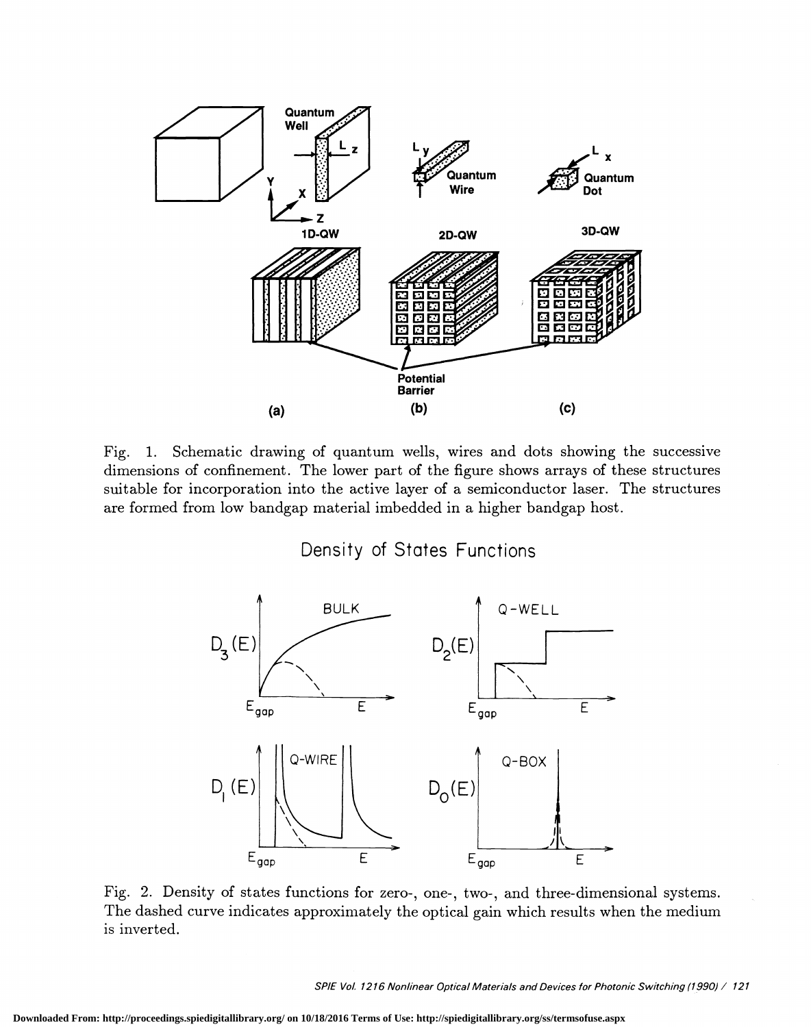Fig. 1. Schematic drawing of quantum wells, wires and dots showing the successive dimensions of confinement. The lower part of the figure shows arrays of these structures suitable for incorporation into the active layer of a semiconductor laser. The structures are formed from low bandgap material imbedded in a higher bandgap host.

Fig. 2. Density of states functions for zero-, one-, two-, and three-dimensional systems. The dashed curve indicates approximately the optical gain which results when the medium is inverted.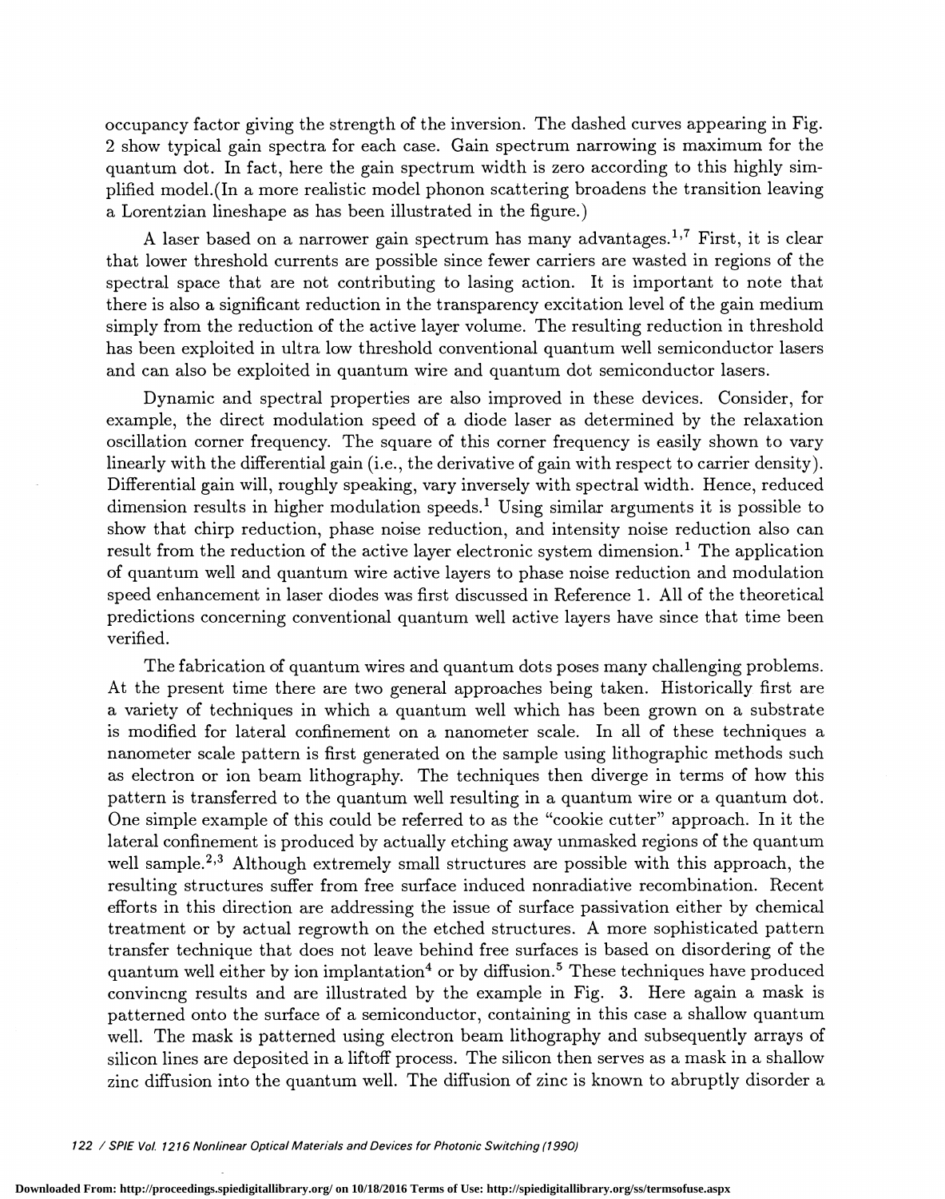occupancy factor giving the strength of the inversion. The dashed curves appearing in Fig. 2 show typical gain spectra for each case. Gain spectrum narrowing is maximum for the quantum dot. In fact, here the gain spectrum width is zero according to this highly simplified model.(In a more realistic model phonon scattering broadens the transition leaving a Lorentzian lineshape as has been illustrated in the figure.)

A laser based on a narrower gain spectrum has many advantages.[1,7] First, it is clear that lower threshold currents are possible since fewer carriers are wasted in regions of the spectral space that are not contributing to lasing action. It is important to note that there is also a significant reduction in the transparency excitation level of the gain medium simply from the reduction of the active layer volume. The resulting reduction in threshold has been exploited in ultra low threshold conventional quantum well semiconductor lasers and can also be exploited in quantum wire and quantum dot semiconductor lasers.

Dynamic and spectral properties are also improved in these devices. Consider, for example, the direct modulation speed of a diode laser as determined by the relaxation oscillation corner frequency. The square of this corner frequency is easily shown to vary linearly with the differential gain (i.e., the derivative of gain with respect to carrier density). Differential gain will, roughly speaking, vary inversely with spectral width. Hence, reduced dimension results in higher modulation speeds.[1] Using similar arguments it is possible to show that chirp reduction, phase noise reduction, and intensity noise reduction also can result from the reduction of the active layer electronic system dimension.[1] The application of quantum well and quantum wire active layers to phase noise reduction and modulation speed enhancement in laser diodes was first discussed in Reference 1. All of the theoretical predictions concerning conventional quantum well active layers have since that time been verified.

The fabrication of quantum wires and quantum dots poses many challenging problems. At the present time there are two general approaches being taken. Historically first are a variety of techniques in which a quantum well which has been grown on a substrate is modified for lateral confinement on a nanometer scale. In all of these techniques a nanometer scale pattern is first generated on the sample using lithographic methods such as electron or ion beam lithography. The techniques then diverge in terms of how this pattern is transferred to the quantum well resulting in a quantum wire or a quantum dot. One simple example of this could be referred to as the "cookie cutter" approach. In it the lateral confinement is produced by actually etching away unmasked regions of the quantum well sample.[2,3] Although extremely small structures are possible with this approach, the resulting structures suffer from free surface induced nonradiative recombination. Recent efforts in this direction are addressing the issue of surface passivation either by chemical treatment or by actual regrowth on the etched structures. A more sophisticated pattern transfer technique that does not leave behind free surfaces is based on disordering of the quantum well either by ion implantation[4] or by diffusion.[5] These techniques have produced convincng results and are illustrated by the example in Fig. 3. Here again a mask is patterned onto the surface of a semiconductor, containing in this case a shallow quantum well. The mask is patterned using electron beam lithography and subsequently arrays of silicon lines are deposited in a liftoff process. The silicon then serves as a mask in a shallow zinc diffusion into the quantum well. The diffusion of zinc is known to abruptly disorder a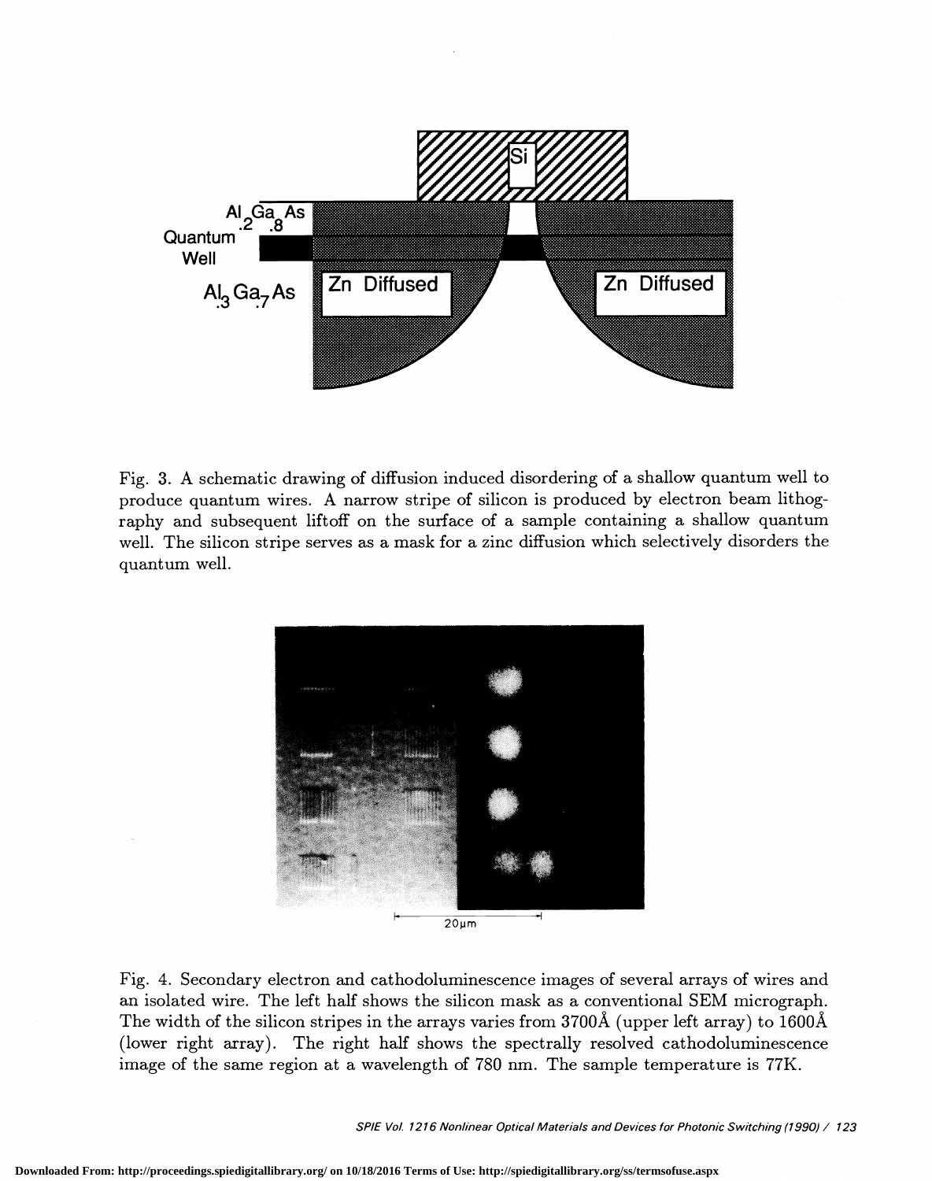Fig. 3. A schematic drawing of diffusion induced disordering of a shallow quantum well to produce quantum wires. A narrow stripe of silicon is produced by electron beam lithography and subsequent liftoff on the surface of a sample containing a shallow quantum well. The silicon stripe serves as a mask for a zinc diffusion which selectively disorders the quantum well.

Fig. 4. Secondary electron and cathodoluminescence images of several arrays of wires and an isolated wire. The left half shows the silicon mask as a conventional SEM micrograph. The width of the silicon stripes in the arrays varies from 3700Å (upper left array) to 1600Å (lower right array). The right half shows the spectrally resolved cathodoluminescence image of the same region at a wavelength of 780 nm. The sample temperature is 77K.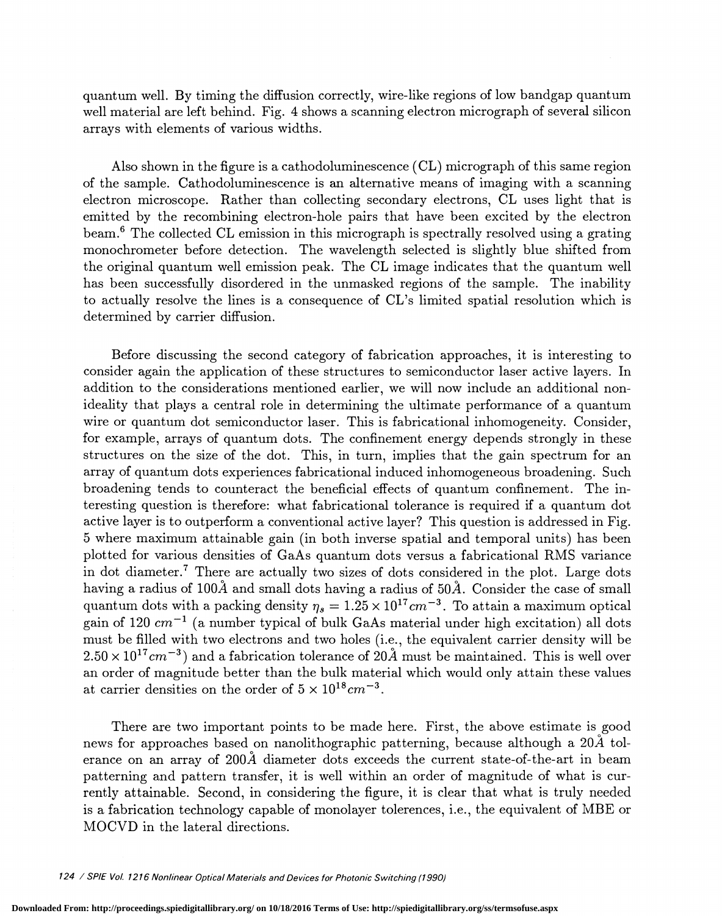quantum well. By timing the diffusion correctly, wire-like regions of low bandgap quantum well material are left behind. Fig. 4 shows a scanning electron micrograph of several silicon arrays with elements of various widths.

Also shown in the figure is a cathodoluminescence (CL) micrograph of this same region of the sample. Cathodoluminescence is an alternative means of imaging with a scanning electron microscope. Rather than collecting secondary electrons, CL uses light that is emitted by the recombining electron-hole pairs that have been excited by the electron beam.[6] The collected CL emission in this micrograph is spectrally resolved using a grating monochrometer before detection. The wavelength selected is slightly blue shifted from the original quantum well emission peak. The CL image indicates that the quantum well has been successfully disordered in the unmasked regions of the sample. The inability to actually resolve the lines is a consequence of CL's limited spatial resolution which is determined by carrier diffusion.

Before discussing the second category of fabrication approaches, it is interesting to consider again the application of these structures to semiconductor laser active layers. In addition to the considerations mentioned earlier, we will now include an additional nonideality that plays a central role in determining the ultimate performance of a quantum wire or quantum dot semiconductor laser. This is fabricational inhomogeneity. Consider, for example, arrays of quantum dots. The confinement energy depends strongly in these structures on the size of the dot. This, in turn, implies that the gain spectrum for an array of quantum dots experiences fabricational induced inhomogeneous broadening. Such broadening tends to counteract the beneficial effects of quantum confinement. The interesting question is therefore: what fabricational tolerance is required if a quantum dot active layer is to outperform a conventional active layer? This question is addressed in Fig. 5 where maximum attainable gain (in both inverse spatial and temporal units) has been plotted for various densities of GaAs quantum dots versus a fabricational RMS variance in dot diameter.[7] There are actually two sizes of dots considered in the plot. Large dots having a radius of $100\AA$ and small dots having a radius of $50\AA$. Consider the case of small quantum dots with a packing density $\eta_s = 1.25 \times 10^{17} cm^{-3}$. To attain a maximum optical gain of 120 $cm^{-1}$ (a number typical of bulk GaAs material under high excitation) all dots must be filled with two electrons and two holes (i.e., the equivalent carrier density will be $2.50 \times 10^{17} cm^{-3}$) and a fabrication tolerance of $20\AA$ must be maintained. This is well over an order of magnitude better than the bulk material which would only attain these values at carrier densities on the order of $5 \times 10^{18} cm^{-3}$.

There are two important points to be made here. First, the above estimate is good news for approaches based on nanolithographic patterning, because although a $20\AA$ tolerance on an array of $200\AA$ diameter dots exceeds the current state-of-the-art in beam patterning and pattern transfer, it is well within an order of magnitude of what is currently attainable. Second, in considering the figure, it is clear that what is truly needed is a fabrication technology capable of monolayer tolerences, i.e., the equivalent of MBE or MOCVD in the lateral directions.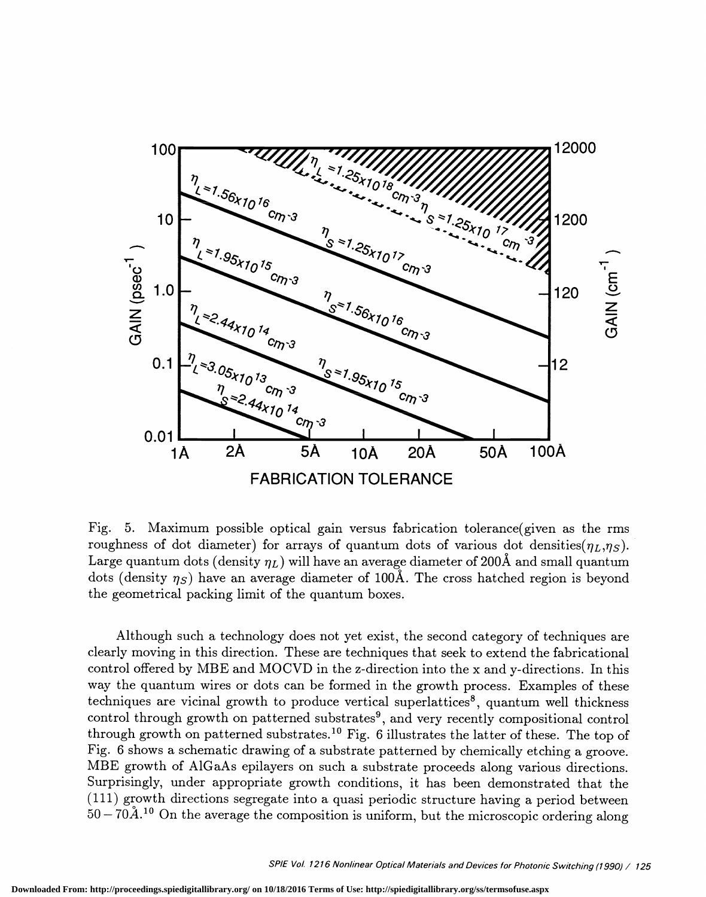Fig. 5. Maximum possible optical gain versus fabrication tolerance(given as the rms roughness of dot diameter) for arrays of quantum dots of various dot densities($\eta_L$,$\eta_S$). Large quantum dots (density $\eta_L$) will have an average diameter of 200Å and small quantum dots (density $\eta_S$) have an average diameter of 100Å. The cross hatched region is beyond the geometrical packing limit of the quantum boxes.

Although such a technology does not yet exist, the second category of techniques are clearly moving in this direction. These are techniques that seek to extend the fabricational control offered by MBE and MOCVD in the z-direction into the x and y-directions. In this way the quantum wires or dots can be formed in the growth process. Examples of these techniques are vicinal growth to produce vertical superlattices[8], quantum well thickness control through growth on patterned substrates[9], and very recently compositional control through growth on patterned substrates.[10] Fig. 6 illustrates the latter of these. The top of Fig. 6 shows a schematic drawing of a substrate patterned by chemically etching a groove. MBE growth of AlGaAs epilayers on such a substrate proceeds along various directions. Surprisingly, under appropriate growth conditions, it has been demonstrated that the (111) growth directions segregate into a quasi periodic structure having a period between $50-70\AA$.[10] On the average the composition is uniform, but the microscopic ordering along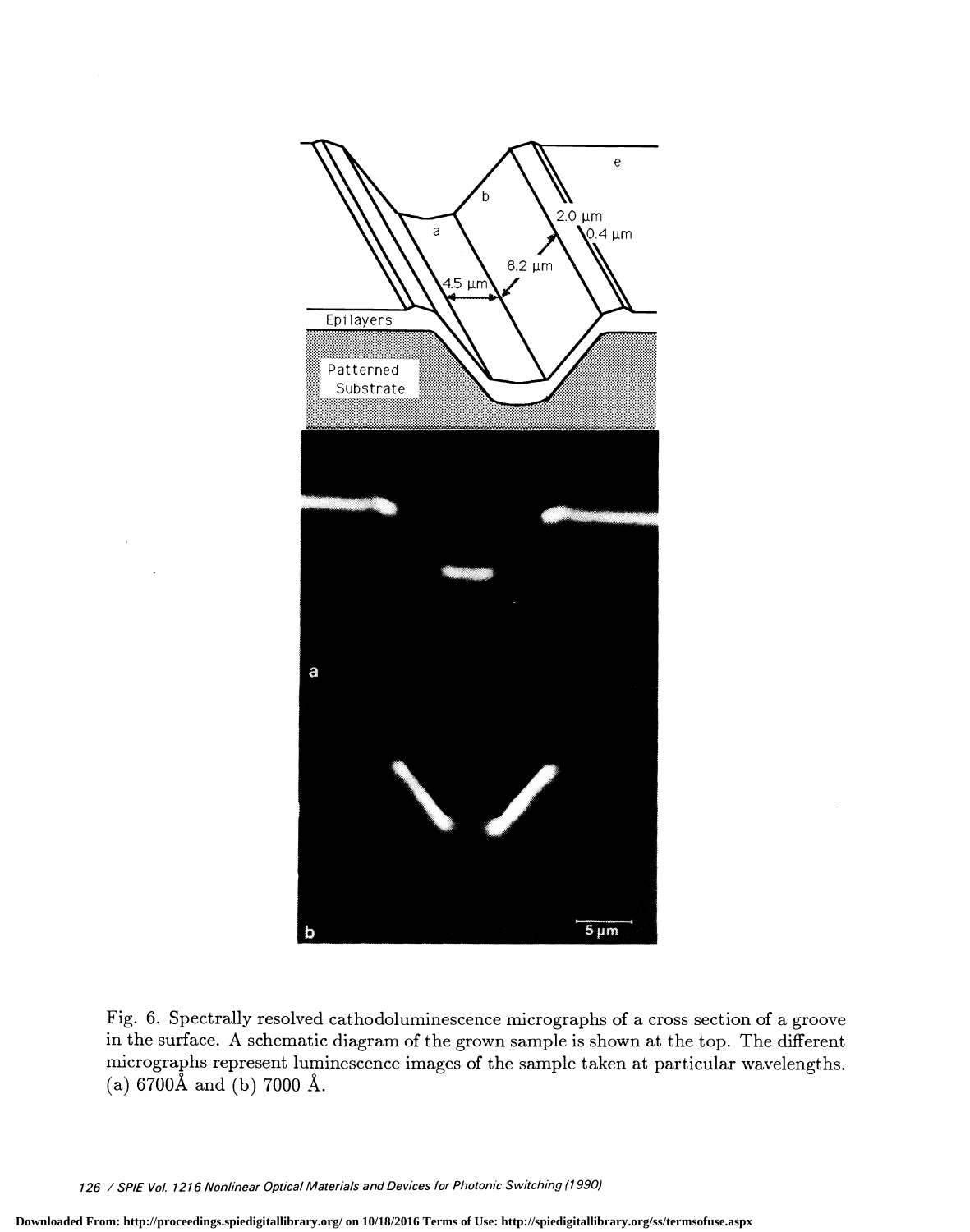Fig. 6. Spectrally resolved cathodoluminescence micrographs of a cross section of a groove in the surface. A schematic diagram of the grown sample is shown at the top. The different micrographs represent luminescence images of the sample taken at particular wavelengths. (a) 6700Å and (b) 7000 Å.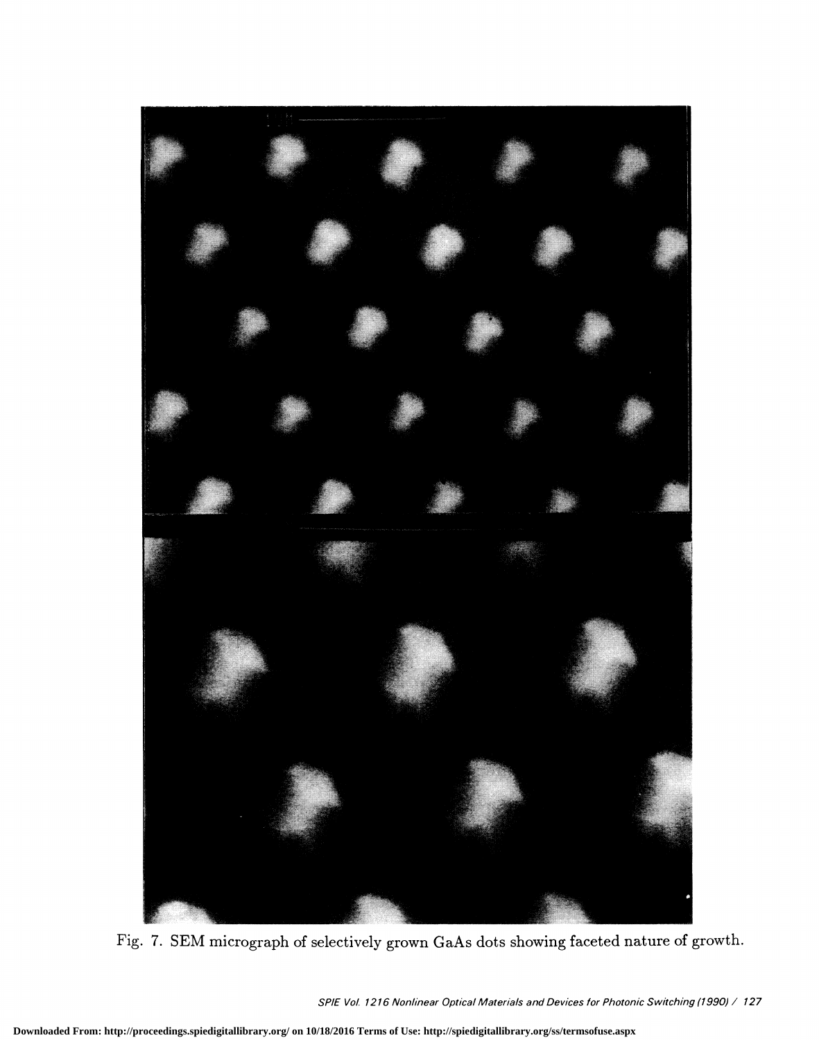Fig. 7. SEM micrograph of selectively grown GaAs dots showing faceted nature of growth.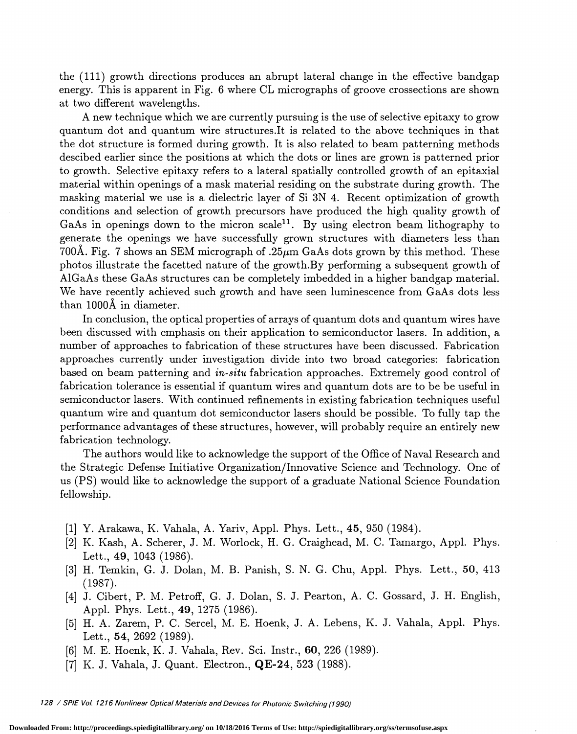the (111) growth directions produces an abrupt lateral change in the effective bandgap energy. This is apparent in Fig. 6 where CL micrographs of groove crossections are shown at two different wavelengths.

A new technique which we are currently pursuing is the use of selective epitaxy to grow quantum dot and quantum wire structures.It is related to the above techniques in that the dot structure is formed during growth. It is also related to beam patterning methods descibed earlier since the positions at which the dots or lines are grown is patterned prior to growth. Selective epitaxy refers to a lateral spatially controlled growth of an epitaxial material within openings of a mask material residing on the substrate during growth. The masking material we use is a dielectric layer of Si 3N 4. Recent optimization of growth conditions and selection of growth precursors have produced the high quality growth of GaAs in openings down to the micron scale[11]. By using electron beam lithography to generate the openings we have successfully grown structures with diameters less than 700Å. Fig. 7 shows an SEM micrograph of .25$\mu$m GaAs dots grown by this method. These photos illustrate the facetted nature of the growth.By performing a subsequent growth of AlGaAs these GaAs structures can be completely imbedded in a higher bandgap material. We have recently achieved such growth and have seen luminescence from GaAs dots less than 1000Å in diameter.

In conclusion, the optical properties of arrays of quantum dots and quantum wires have been discussed with emphasis on their application to semiconductor lasers. In addition, a number of approaches to fabrication of these structures have been discussed. Fabrication approaches currently under investigation divide into two broad categories: fabrication based on beam patterning and *in-situ* fabrication approaches. Extremely good control of fabrication tolerance is essential if quantum wires and quantum dots are to be be useful in semiconductor lasers. With continued refinements in existing fabrication techniques useful quantum wire and quantum dot semiconductor lasers should be possible. To fully tap the performance advantages of these structures, however, will probably require an entirely new fabrication technology.

The authors would like to acknowledge the support of the Office of Naval Research and the Strategic Defense Initiative Organization/Innovative Science and Technology. One of us (PS) would like to acknowledge the support of a graduate National Science Foundation fellowship.

[1] Y. Arakawa, K. Vahala, A. Yariv, Appl. Phys. Lett., **45**, 950 (1984).

[2] K. Kash, A. Scherer, J. M. Worlock, H. G. Craighead, M. C. Tamargo, Appl. Phys. Lett., **49**, 1043 (1986).

[3] H. Temkin, G. J. Dolan, M. B. Panish, S. N. G. Chu, Appl. Phys. Lett., **50**, 413 (1987).

[4] J. Cibert, P. M. Petroff, G. J. Dolan, S. J. Pearton, A. C. Gossard, J. H. English, Appl. Phys. Lett., **49**, 1275 (1986).

[5] H. A. Zarem, P. C. Sercel, M. E. Hoenk, J. A. Lebens, K. J. Vahala, Appl. Phys. Lett., **54**, 2692 (1989).

[6] M. E. Hoenk, K. J. Vahala, Rev. Sci. Instr., **60**, 226 (1989).

[7] K. J. Vahala, J. Quant. Electron., **QE-24**, 523 (1988).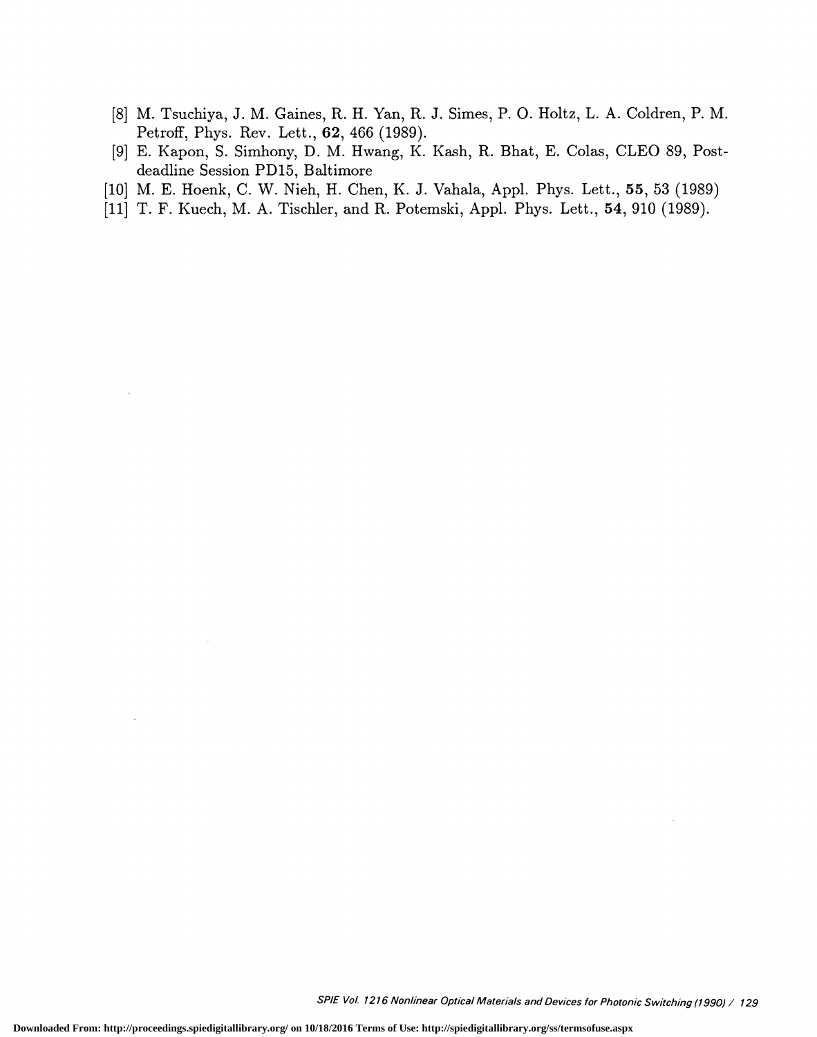[8] M. Tsuchiya, J. M. Gaines, R. H. Yan, R. J. Simes, P. O. Holtz, L. A. Coldren, P. M. Petroff, Phys. Rev. Lett., **62**, 466 (1989).

[9] E. Kapon, S. Simhony, D. M. Hwang, K. Kash, R. Bhat, E. Colas, CLEO 89, Post-deadline Session PD15, Baltimore

[10] M. E. Hoenk, C. W. Nieh, H. Chen, K. J. Vahala, Appl. Phys. Lett., **55**, 53 (1989)

[11] T. F. Kuech, M. A. Tischler, and R. Potemski, Appl. Phys. Lett., **54**, 910 (1989).